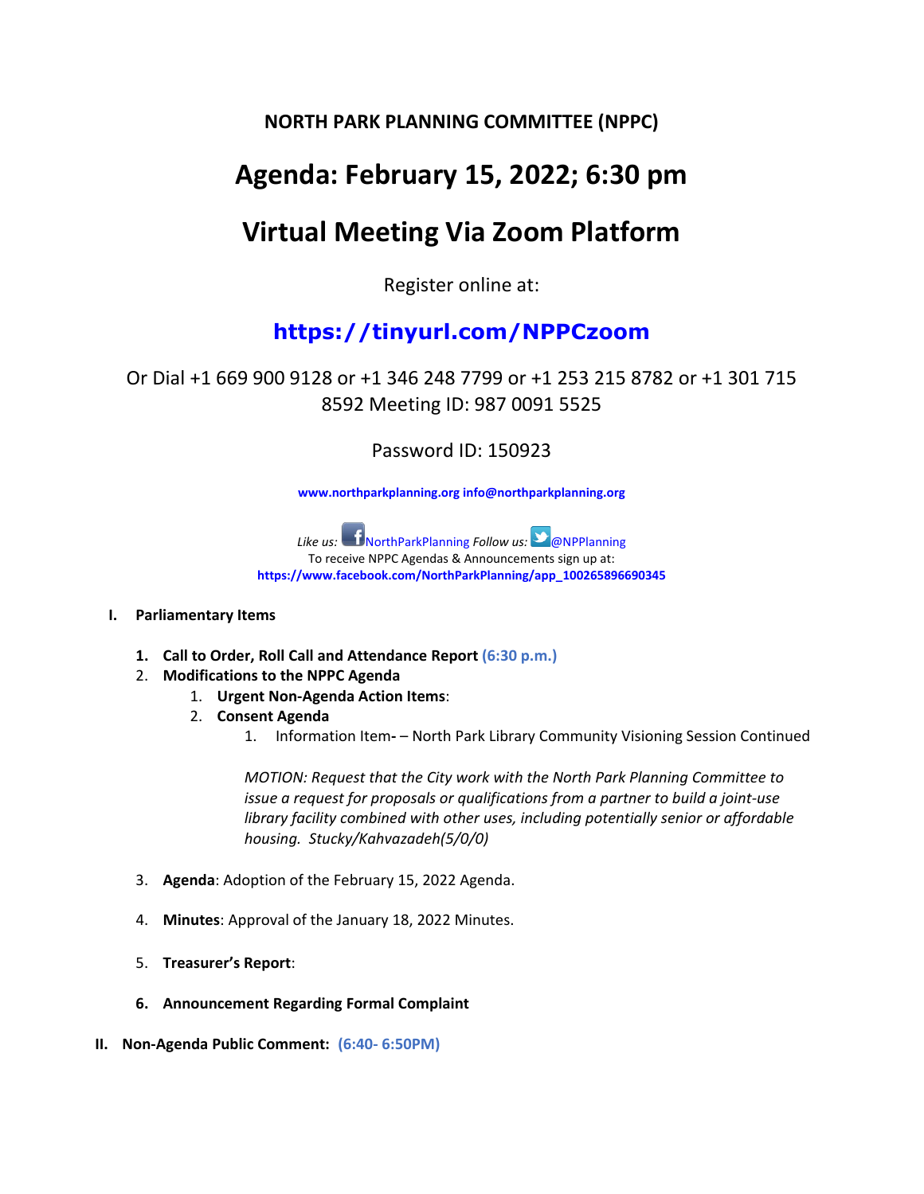**NORTH PARK PLANNING COMMITTEE (NPPC)**

# Agenda: February 15, 2022; 6:30 pm

# Virtual Meeting Via Zoom Platform

Register online at:

## https://tinyurl.com/NPPCzoom

Or Dial +1 669 900 9128 or +1 346 248 7799 or +1 253 215 8782 or +1 301 715 8592 Meeting ID: 987 0091 5525

Password ID: 150923

**www.northparkplanning.org info@northparkplanning.org**

*Like us:* NorthParkPlanning *Follow us:* @NPPlanning
To receive NPPC Agendas & Announcements sign up at:
**https://www.facebook.com/NorthParkPlanning/app_100265896690345**

**I. Parliamentary Items**

1. **Call to Order, Roll Call and Attendance Report (6:30 p.m.)**
2. **Modifications to the NPPC Agenda**
   1. **Urgent Non-Agenda Action Items**:
   2. **Consent Agenda**
      1. Information Item- – North Park Library Community Visioning Session Continued

         *MOTION: Request that the City work with the North Park Planning Committee to issue a request for proposals or qualifications from a partner to build a joint-use library facility combined with other uses, including potentially senior or affordable housing. Stucky/Kahvazadeh(5/0/0)*

3. **Agenda**: Adoption of the February 15, 2022 Agenda.

4. **Minutes**: Approval of the January 18, 2022 Minutes.

5. **Treasurer's Report**:

6. **Announcement Regarding Formal Complaint**

**II. Non-Agenda Public Comment: (6:40- 6:50PM)**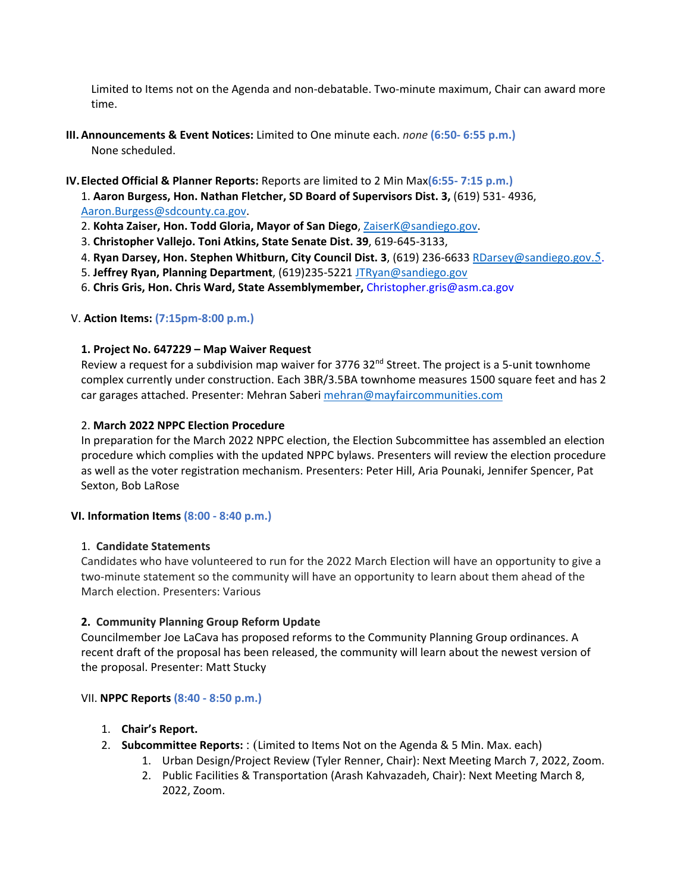Limited to Items not on the Agenda and non-debatable. Two-minute maximum, Chair can award more time.

**III. Announcements & Event Notices:** Limited to One minute each. *none* **(6:50- 6:55 p.m.)**
None scheduled.

**IV. Elected Official & Planner Reports:** Reports are limited to 2 Min Max**(6:55- 7:15 p.m.)**

1. **Aaron Burgess, Hon. Nathan Fletcher, SD Board of Supervisors Dist. 3,** (619) 531- 4936, Aaron.Burgess@sdcounty.ca.gov.
2. **Kohta Zaiser, Hon. Todd Gloria, Mayor of San Diego**, ZaiserK@sandiego.gov.
3. **Christopher Vallejo. Toni Atkins, State Senate Dist. 39**, 619-645-3133,
4. **Ryan Darsey, Hon. Stephen Whitburn, City Council Dist. 3**, (619) 236-6633 RDarsey@sandiego.gov.5.
5. **Jeffrey Ryan, Planning Department**, (619)235-5221 JTRyan@sandiego.gov
6. **Chris Gris, Hon. Chris Ward, State Assemblymember,** Christopher.gris@asm.ca.gov

V. **Action Items:** **(7:15pm-8:00 p.m.)**

**1. Project No. 647229 – Map Waiver Request**
Review a request for a subdivision map waiver for 3776 32nd Street. The project is a 5-unit townhome complex currently under construction. Each 3BR/3.5BA townhome measures 1500 square feet and has 2 car garages attached. Presenter: Mehran Saberi mehran@mayfaircommunities.com

2. **March 2022 NPPC Election Procedure**
In preparation for the March 2022 NPPC election, the Election Subcommittee has assembled an election procedure which complies with the updated NPPC bylaws. Presenters will review the election procedure as well as the voter registration mechanism. Presenters: Peter Hill, Aria Pounaki, Jennifer Spencer, Pat Sexton, Bob LaRose

**VI. Information Items** **(8:00 - 8:40 p.m.)**

1. **Candidate Statements**
Candidates who have volunteered to run for the 2022 March Election will have an opportunity to give a two-minute statement so the community will have an opportunity to learn about them ahead of the March election. Presenters: Various

**2. Community Planning Group Reform Update**
Councilmember Joe LaCava has proposed reforms to the Community Planning Group ordinances. A recent draft of the proposal has been released, the community will learn about the newest version of the proposal. Presenter: Matt Stucky

VII. **NPPC Reports** **(8:40 - 8:50 p.m.)**

1. **Chair's Report.**
2. **Subcommittee Reports:** : (Limited to Items Not on the Agenda & 5 Min. Max. each)
   1. Urban Design/Project Review (Tyler Renner, Chair): Next Meeting March 7, 2022, Zoom.
   2. Public Facilities & Transportation (Arash Kahvazadeh, Chair): Next Meeting March 8, 2022, Zoom.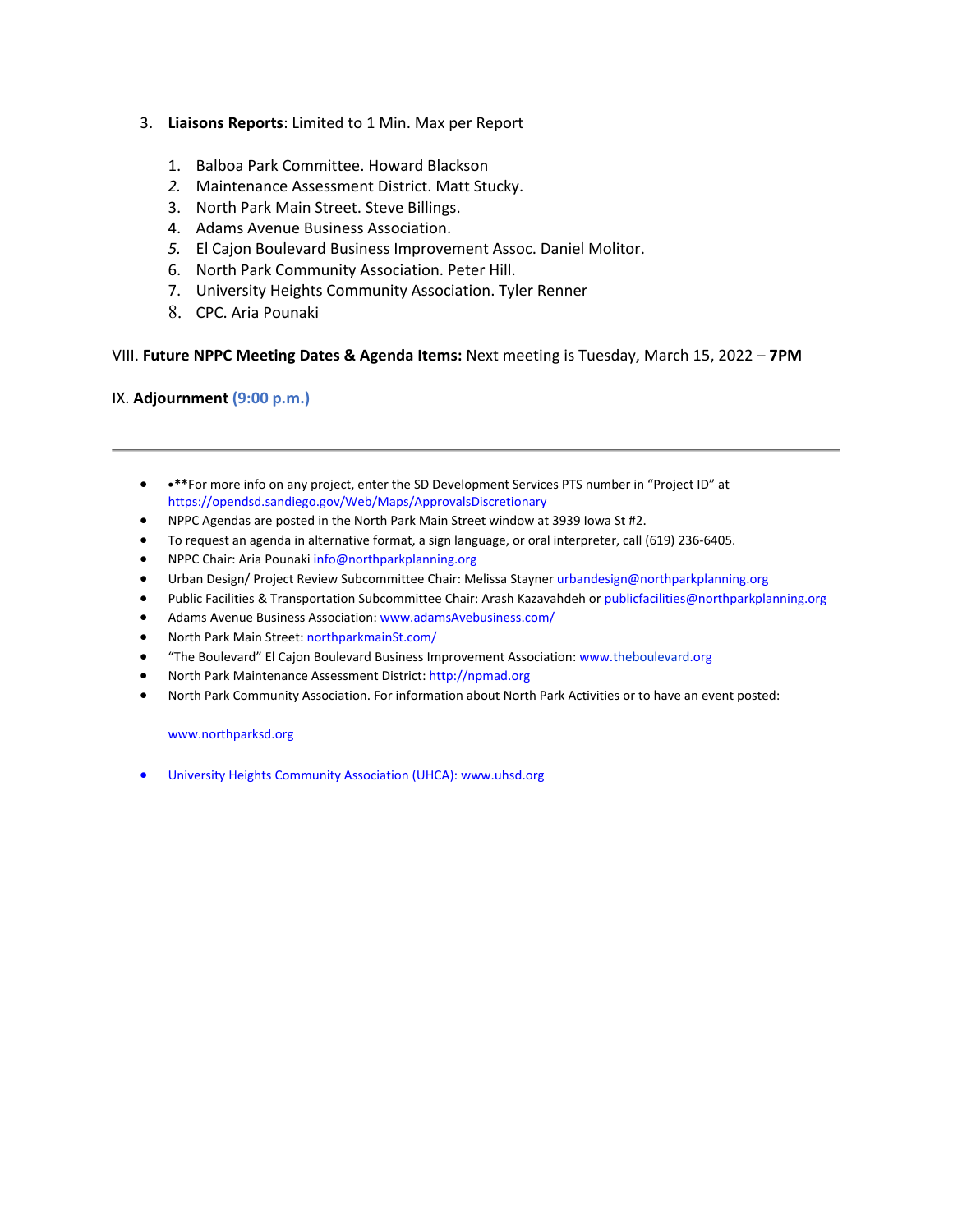3. **Liaisons Reports**: Limited to 1 Min. Max per Report

   1. Balboa Park Committee. Howard Blackson
   2. Maintenance Assessment District. Matt Stucky.
   3. North Park Main Street. Steve Billings.
   4. Adams Avenue Business Association.
   5. El Cajon Boulevard Business Improvement Assoc. Daniel Molitor.
   6. North Park Community Association. Peter Hill.
   7. University Heights Community Association. Tyler Renner
   8. CPC. Aria Pounaki

VIII. **Future NPPC Meeting Dates & Agenda Items:** Next meeting is Tuesday, March 15, 2022 – **7PM**

IX. **Adjournment (9:00 p.m.)**

---

- •**For more info on any project, enter the SD Development Services PTS number in "Project ID" at https://opendsd.sandiego.gov/Web/Maps/ApprovalsDiscretionary
- NPPC Agendas are posted in the North Park Main Street window at 3939 Iowa St #2.
- To request an agenda in alternative format, a sign language, or oral interpreter, call (619) 236-6405.
- NPPC Chair: Aria Pounaki info@northparkplanning.org
- Urban Design/ Project Review Subcommittee Chair: Melissa Stayner urbandesign@northparkplanning.org
- Public Facilities & Transportation Subcommittee Chair: Arash Kazavahdeh or publicfacilities@northparkplanning.org
- Adams Avenue Business Association: www.adamsAvebusiness.com/
- North Park Main Street: northparkmainSt.com/
- "The Boulevard" El Cajon Boulevard Business Improvement Association: www.theboulevard.org
- North Park Maintenance Assessment District: http://npmad.org
- North Park Community Association. For information about North Park Activities or to have an event posted:

  www.northparksd.org

- University Heights Community Association (UHCA): www.uhsd.org